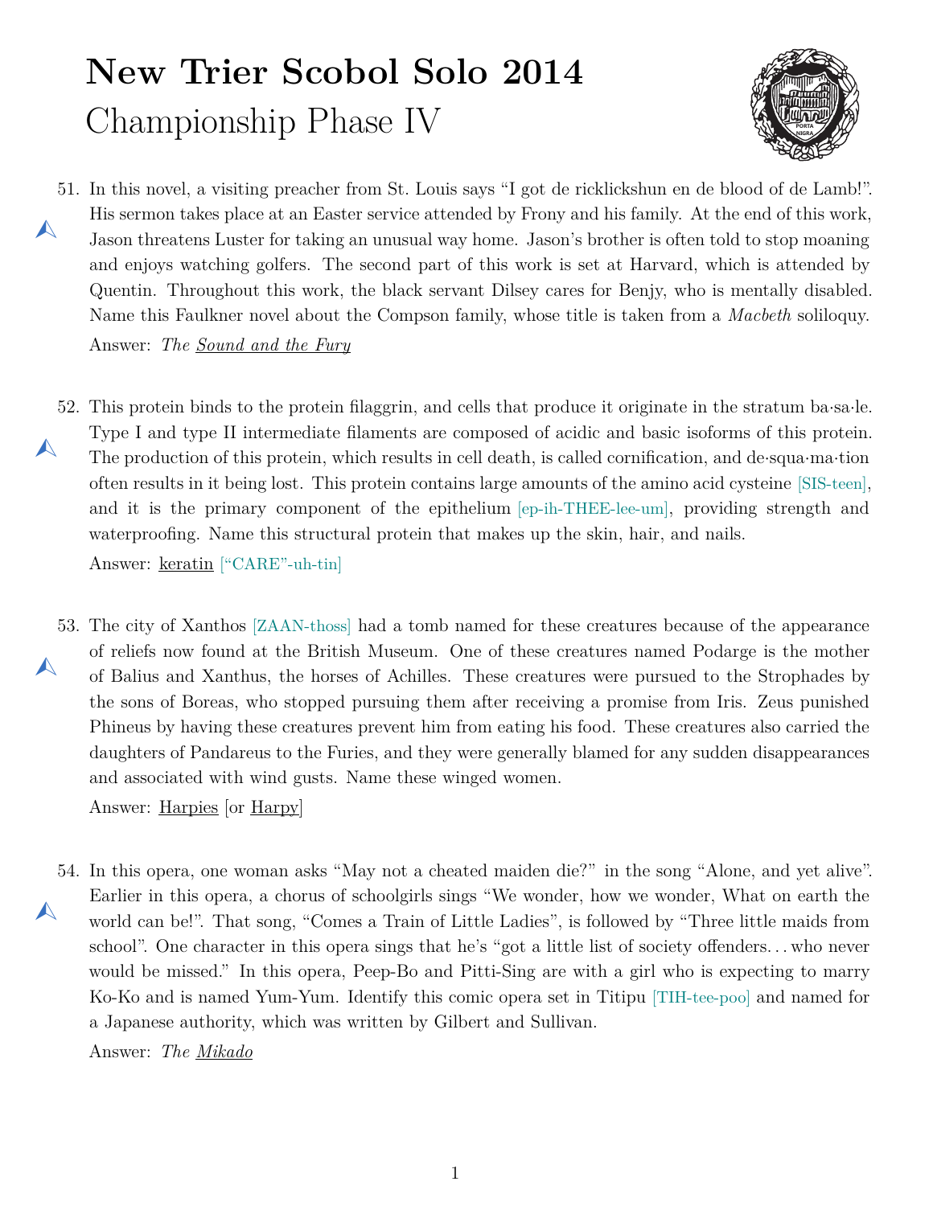# New Trier Scobol Solo 2014

## Championship Phase IV

51. In this novel, a visiting preacher from St. Louis says "I got de ricklickshun en de blood of de Lamb!". His sermon takes place at an Easter service attended by Frony and his family. At the end of this work, Jason threatens Luster for taking an unusual way home. Jason's brother is often told to stop moaning and enjoys watching golfers. The second part of this work is set at Harvard, which is attended by Quentin. Throughout this work, the black servant Dilsey cares for Benjy, who is mentally disabled. Name this Faulkner novel about the Compson family, whose title is taken from a *Macbeth* soliloquy.

    Answer: *The Sound and the Fury*

52. This protein binds to the protein filaggrin, and cells that produce it originate in the stratum ba·sa·le. Type I and type II intermediate filaments are composed of acidic and basic isoforms of this protein. The production of this protein, which results in cell death, is called cornification, and de·squa·ma·tion often results in it being lost. This protein contains large amounts of the amino acid cysteine [SIS-teen], and it is the primary component of the epithelium [ep-ih-THEE-lee-um], providing strength and waterproofing. Name this structural protein that makes up the skin, hair, and nails.

    Answer: keratin ["CARE"-uh-tin]

53. The city of Xanthos [ZAAN-thoss] had a tomb named for these creatures because of the appearance of reliefs now found at the British Museum. One of these creatures named Podarge is the mother of Balius and Xanthus, the horses of Achilles. These creatures were pursued to the Strophades by the sons of Boreas, who stopped pursuing them after receiving a promise from Iris. Zeus punished Phineus by having these creatures prevent him from eating his food. These creatures also carried the daughters of Pandareus to the Furies, and they were generally blamed for any sudden disappearances and associated with wind gusts. Name these winged women.

    Answer: Harpies [or Harpy]

54. In this opera, one woman asks "May not a cheated maiden die?" in the song "Alone, and yet alive". Earlier in this opera, a chorus of schoolgirls sings "We wonder, how we wonder, What on earth the world can be!". That song, "Comes a Train of Little Ladies", is followed by "Three little maids from school". One character in this opera sings that he's "got a little list of society offenders... who never would be missed." In this opera, Peep-Bo and Pitti-Sing are with a girl who is expecting to marry Ko-Ko and is named Yum-Yum. Identify this comic opera set in Titipu [TIH-tee-poo] and named for a Japanese authority, which was written by Gilbert and Sullivan.

    Answer: *The Mikado*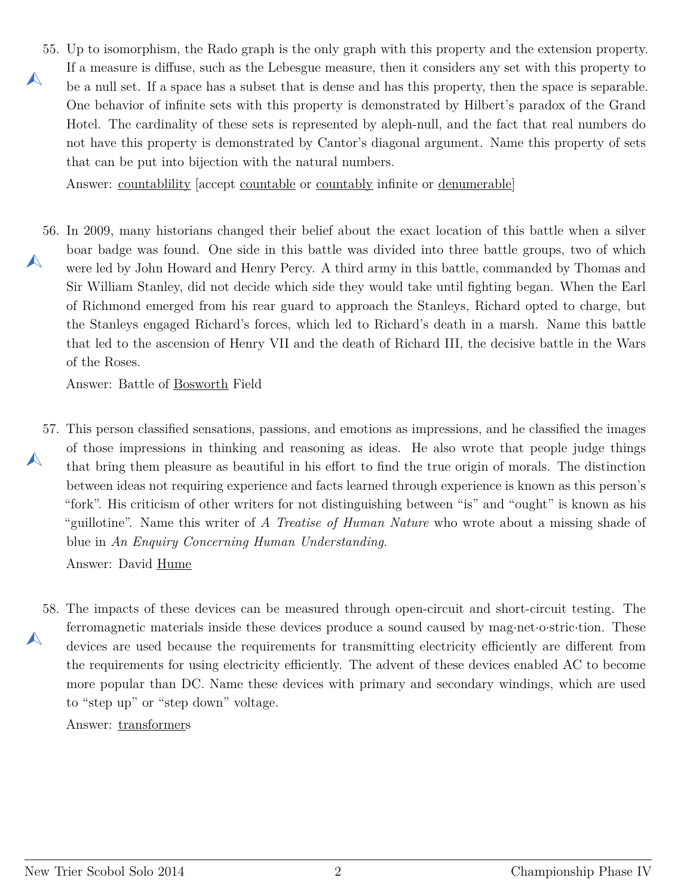55. Up to isomorphism, the Rado graph is the only graph with this property and the extension property. If a measure is diffuse, such as the Lebesgue measure, then it considers any set with this property to be a null set. If a space has a subset that is dense and has this property, then the space is separable. One behavior of infinite sets with this property is demonstrated by Hilbert's paradox of the Grand Hotel. The cardinality of these sets is represented by aleph-null, and the fact that real numbers do not have this property is demonstrated by Cantor's diagonal argument. Name this property of sets that can be put into bijection with the natural numbers.

    Answer: <u>countablility</u> [accept <u>countable</u> or <u>countably</u> infinite or <u>denumerable</u>]

56. In 2009, many historians changed their belief about the exact location of this battle when a silver boar badge was found. One side in this battle was divided into three battle groups, two of which were led by John Howard and Henry Percy. A third army in this battle, commanded by Thomas and Sir William Stanley, did not decide which side they would take until fighting began. When the Earl of Richmond emerged from his rear guard to approach the Stanleys, Richard opted to charge, but the Stanleys engaged Richard's forces, which led to Richard's death in a marsh. Name this battle that led to the ascension of Henry VII and the death of Richard III, the decisive battle in the Wars of the Roses.

    Answer: Battle of <u>Bosworth</u> Field

57. This person classified sensations, passions, and emotions as impressions, and he classified the images of those impressions in thinking and reasoning as ideas. He also wrote that people judge things that bring them pleasure as beautiful in his effort to find the true origin of morals. The distinction between ideas not requiring experience and facts learned through experience is known as this person's "fork". His criticism of other writers for not distinguishing between "is" and "ought" is known as his "guillotine". Name this writer of *A Treatise of Human Nature* who wrote about a missing shade of blue in *An Enquiry Concerning Human Understanding*.

    Answer: David <u>Hume</u>

58. The impacts of these devices can be measured through open-circuit and short-circuit testing. The ferromagnetic materials inside these devices produce a sound caused by mag·net·o·stric·tion. These devices are used because the requirements for transmitting electricity efficiently are different from the requirements for using electricity efficiently. The advent of these devices enabled AC to become more popular than DC. Name these devices with primary and secondary windings, which are used to "step up" or "step down" voltage.

    Answer: <u>transformer</u>s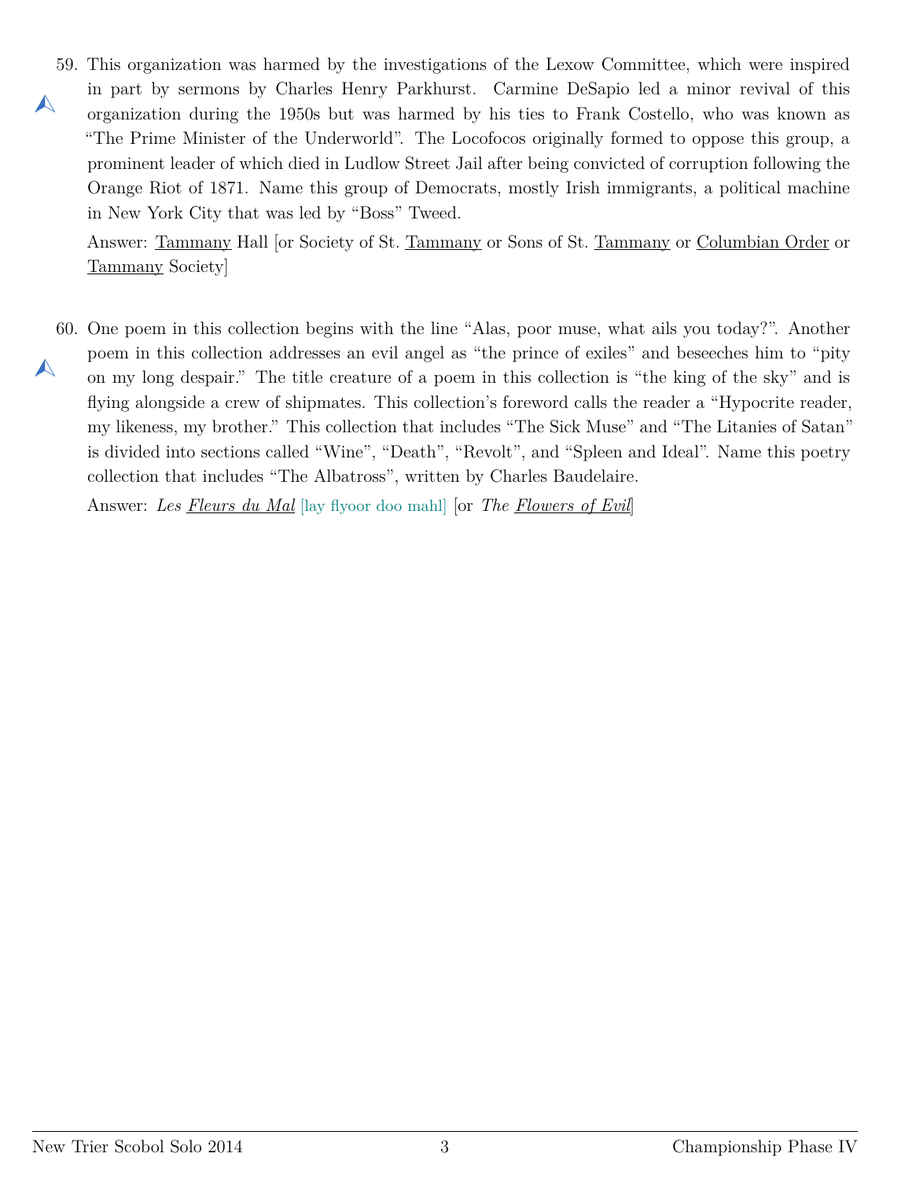59. This organization was harmed by the investigations of the Lexow Committee, which were inspired in part by sermons by Charles Henry Parkhurst. Carmine DeSapio led a minor revival of this organization during the 1950s but was harmed by his ties to Frank Costello, who was known as "The Prime Minister of the Underworld". The Locofocos originally formed to oppose this group, a prominent leader of which died in Ludlow Street Jail after being convicted of corruption following the Orange Riot of 1871. Name this group of Democrats, mostly Irish immigrants, a political machine in New York City that was led by "Boss" Tweed.

    Answer: <u>Tammany</u> Hall [or Society of St. <u>Tammany</u> or Sons of St. <u>Tammany</u> or <u>Columbian Order</u> or <u>Tammany</u> Society]

60. One poem in this collection begins with the line "Alas, poor muse, what ails you today?". Another poem in this collection addresses an evil angel as "the prince of exiles" and beseeches him to "pity on my long despair." The title creature of a poem in this collection is "the king of the sky" and is flying alongside a crew of shipmates. This collection's foreword calls the reader a "Hypocrite reader, my likeness, my brother." This collection that includes "The Sick Muse" and "The Litanies of Satan" is divided into sections called "Wine", "Death", "Revolt", and "Spleen and Ideal". Name this poetry collection that includes "The Albatross", written by Charles Baudelaire.

    Answer: *Les <u>Fleurs du Mal</u>* [lay flyoor doo mahl] [or *The <u>Flowers of Evil</u>*]